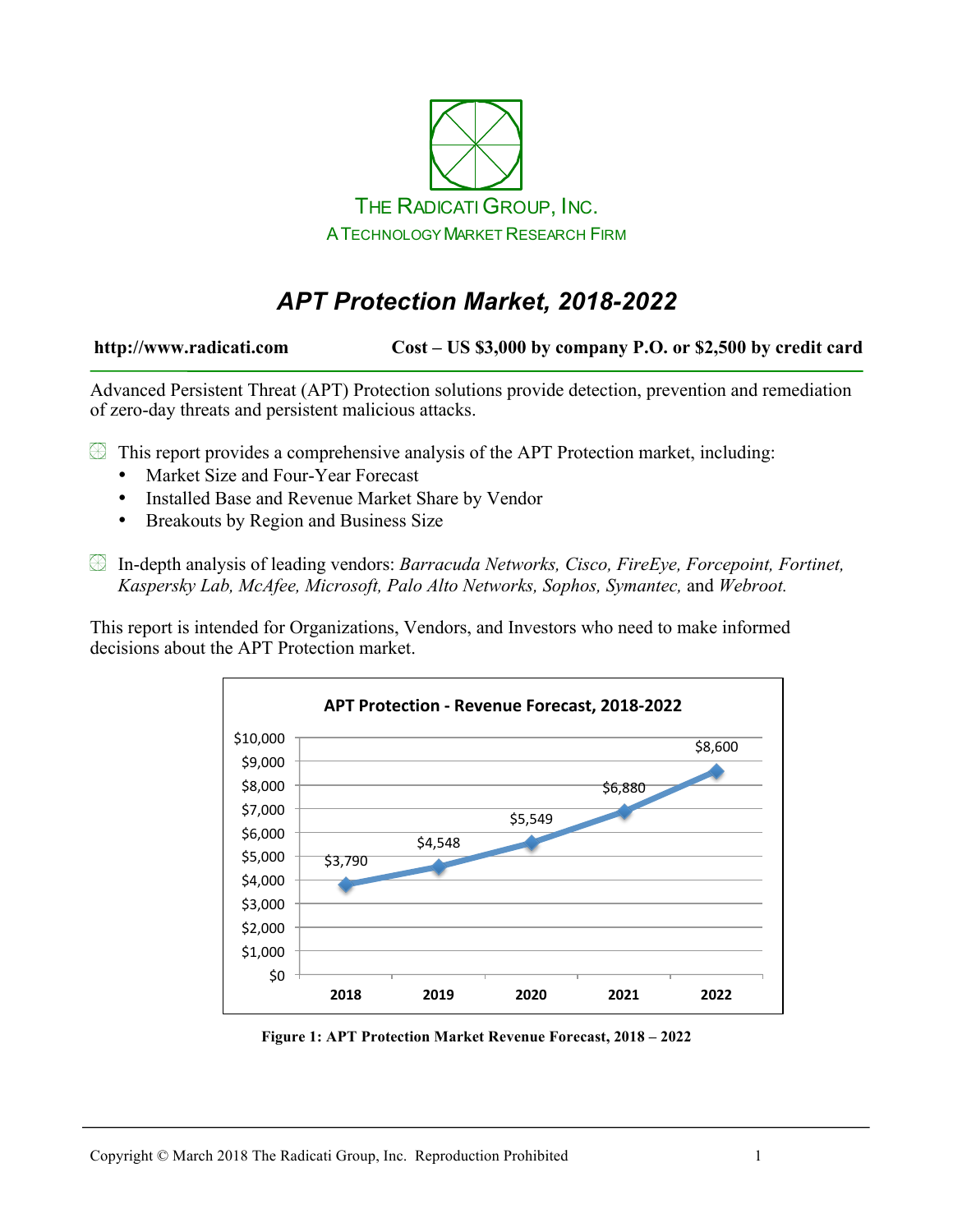THE RADICATI GROUP, INC.

A TECHNOLOGY MARKET RESEARCH FIRM

# *APT Protection Market, 2018-2022*

**http://www.radicati.com** **Cost – US $3,000 by company P.O. or $2,500 by credit card**

Advanced Persistent Threat (APT) Protection solutions provide detection, prevention and remediation of zero-day threats and persistent malicious attacks.

- This report provides a comprehensive analysis of the APT Protection market, including:
  - Market Size and Four-Year Forecast
  - Installed Base and Revenue Market Share by Vendor
  - Breakouts by Region and Business Size

- In-depth analysis of leading vendors: *Barracuda Networks, Cisco, FireEye, Forcepoint, Fortinet, Kaspersky Lab, McAfee, Microsoft, Palo Alto Networks, Sophos, Symantec,* and *Webroot.*

This report is intended for Organizations, Vendors, and Investors who need to make informed decisions about the APT Protection market.

**APT Protection - Revenue Forecast, 2018-2022**

| Year | Revenue |
|---|---|
| 2018 | $3,790 |
| 2019 | $4,548 |
| 2020 | $5,549 |
| 2021 | $6,880 |
| 2022 | $8,600 |

**Figure 1: APT Protection Market Revenue Forecast, 2018 – 2022**

Copyright © March 2018 The Radicati Group, Inc. Reproduction Prohibited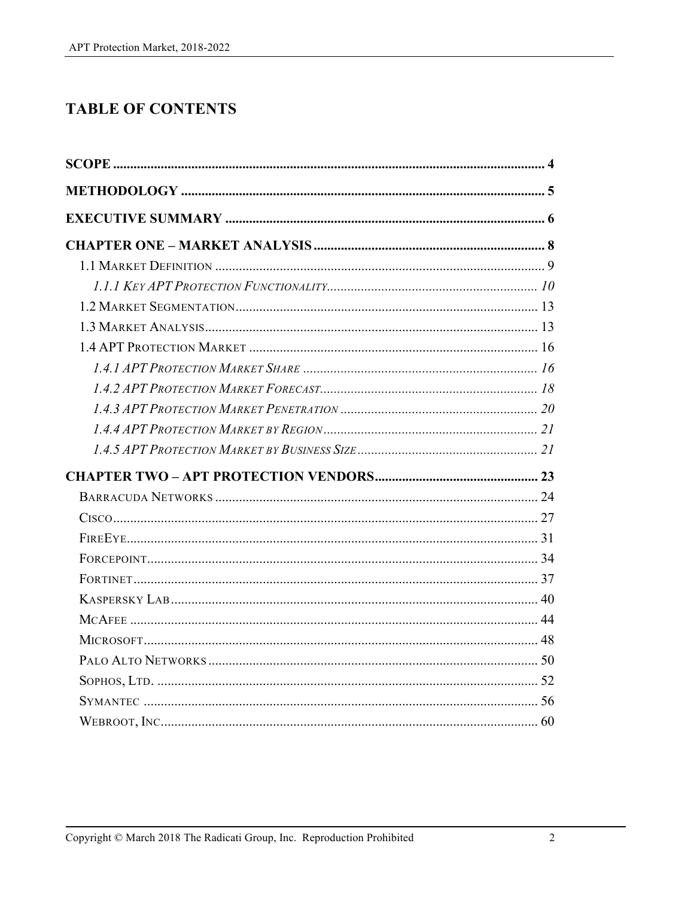# TABLE OF CONTENTS

**SCOPE** .......... **4**

**METHODOLOGY** .......... **5**

**EXECUTIVE SUMMARY** .......... **6**

**CHAPTER ONE – MARKET ANALYSIS** .......... **8**

- 1.1 Market Definition .......... 9
  - *1.1.1 Key APT Protection Functionality* .......... *10*
- 1.2 Market Segmentation .......... 13
- 1.3 Market Analysis .......... 13
- 1.4 APT Protection Market .......... 16
  - *1.4.1 APT Protection Market Share* .......... *16*
  - *1.4.2 APT Protection Market Forecast* .......... *18*
  - *1.4.3 APT Protection Market Penetration* .......... *20*
  - *1.4.4 APT Protection Market by Region* .......... *21*
  - *1.4.5 APT Protection Market by Business Size* .......... *21*

**CHAPTER TWO – APT PROTECTION VENDORS** .......... **23**

- Barracuda Networks .......... 24
- Cisco .......... 27
- FireEye .......... 31
- Forcepoint .......... 34
- Fortinet .......... 37
- Kaspersky Lab .......... 40
- McAfee .......... 44
- Microsoft .......... 48
- Palo Alto Networks .......... 50
- Sophos, Ltd. .......... 52
- Symantec .......... 56
- Webroot, Inc. .......... 60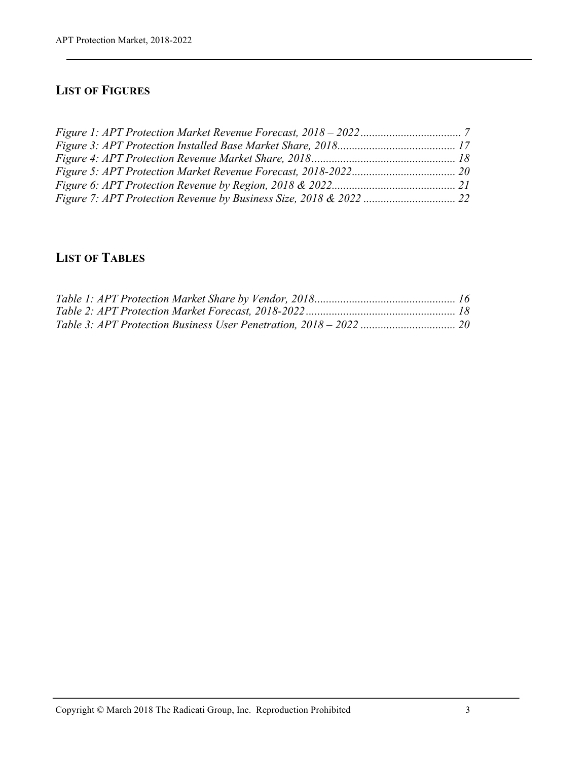## List of Figures

*Figure 1: APT Protection Market Revenue Forecast, 2018 – 2022 ................................... 7*
*Figure 3: APT Protection Installed Base Market Share, 2018......................................... 17*
*Figure 4: APT Protection Revenue Market Share, 2018.................................................. 18*
*Figure 5: APT Protection Market Revenue Forecast, 2018-2022.................................... 20*
*Figure 6: APT Protection Revenue by Region, 2018 & 2022........................................... 21*
*Figure 7: APT Protection Revenue by Business Size, 2018 & 2022 ................................ 22*

## List of Tables

*Table 1: APT Protection Market Share by Vendor, 2018................................................. 16*
*Table 2: APT Protection Market Forecast, 2018-2022.................................................... 18*
*Table 3: APT Protection Business User Penetration, 2018 – 2022 ................................. 20*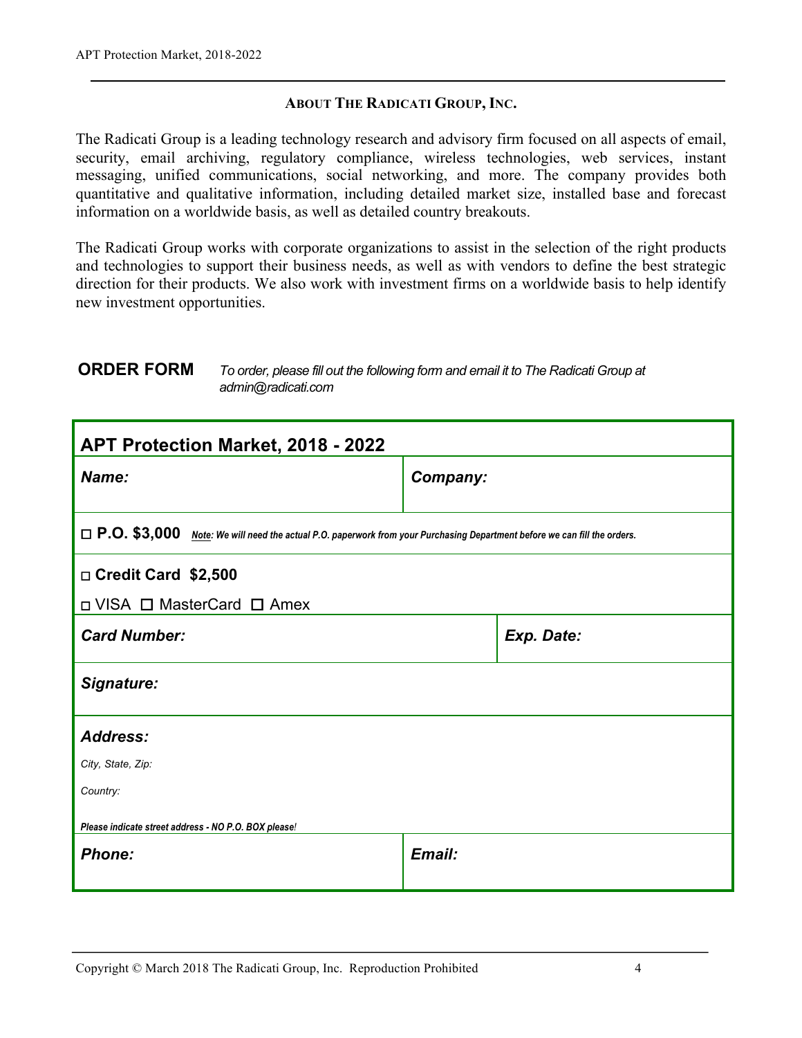## About The Radicati Group, Inc.

The Radicati Group is a leading technology research and advisory firm focused on all aspects of email, security, email archiving, regulatory compliance, wireless technologies, web services, instant messaging, unified communications, social networking, and more. The company provides both quantitative and qualitative information, including detailed market size, installed base and forecast information on a worldwide basis, as well as detailed country breakouts.

The Radicati Group works with corporate organizations to assist in the selection of the right products and technologies to support their business needs, as well as with vendors to define the best strategic direction for their products. We also work with investment firms on a worldwide basis to help identify new investment opportunities.

**ORDER FORM** *To order, please fill out the following form and email it to The Radicati Group at admin@radicati.com*

| **APT Protection Market, 2018 - 2022** | |
|---|---|
| ***Name:*** | ***Company:*** |
| ☐ **P.O. $3,000** ***Note: We will need the actual P.O. paperwork from your Purchasing Department before we can fill the orders.*** | |
| ☐ **Credit Card $2,500**<br>☐ VISA ☐ MasterCard ☐ Amex | |
| ***Card Number:*** | ***Exp. Date:*** |
| ***Signature:*** | |
| ***Address:***<br>*City, State, Zip:*<br>*Country:*<br>***Please indicate street address - NO P.O. BOX please!*** | |
| ***Phone:*** | ***Email:*** |